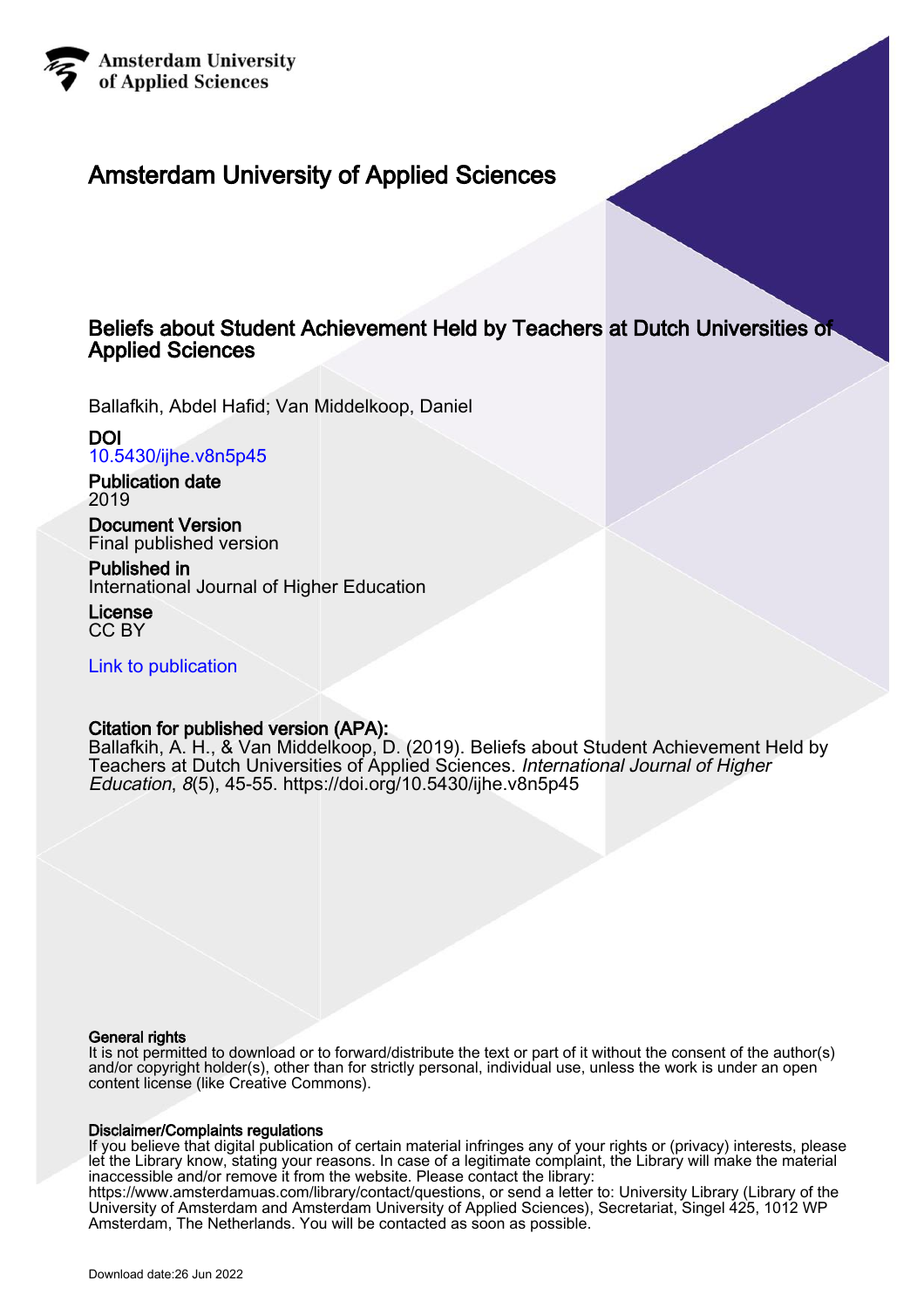Amsterdam University of Applied Sciences

# Amsterdam University of Applied Sciences

## Beliefs about Student Achievement Held by Teachers at Dutch Universities of Applied Sciences

Ballafkih, Abdel Hafid; Van Middelkoop, Daniel

**DOI**
10.5430/ijhe.v8n5p45

**Publication date**
2019

**Document Version**
Final published version

**Published in**
International Journal of Higher Education

**License**
CC BY

Link to publication

**Citation for published version (APA):**
Ballafkih, A. H., & Van Middelkoop, D. (2019). Beliefs about Student Achievement Held by Teachers at Dutch Universities of Applied Sciences. *International Journal of Higher Education*, *8*(5), 45-55. https://doi.org/10.5430/ijhe.v8n5p45

**General rights**
It is not permitted to download or to forward/distribute the text or part of it without the consent of the author(s) and/or copyright holder(s), other than for strictly personal, individual use, unless the work is under an open content license (like Creative Commons).

**Disclaimer/Complaints regulations**
If you believe that digital publication of certain material infringes any of your rights or (privacy) interests, please let the Library know, stating your reasons. In case of a legitimate complaint, the Library will make the material inaccessible and/or remove it from the website. Please contact the library:
https://www.amsterdamuas.com/library/contact/questions, or send a letter to: University Library (Library of the University of Amsterdam and Amsterdam University of Applied Sciences), Secretariat, Singel 425, 1012 WP Amsterdam, The Netherlands. You will be contacted as soon as possible.

Download date:26 Jun 2022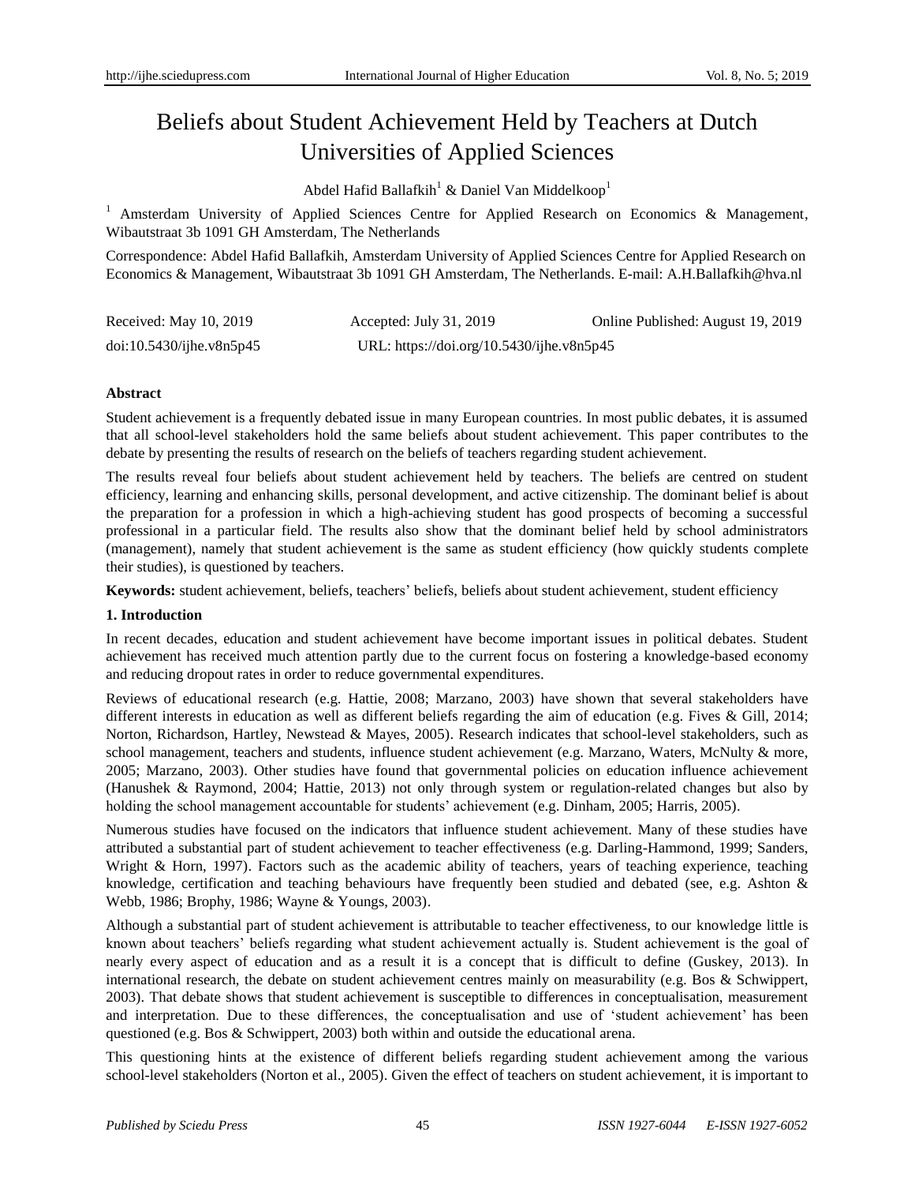# Beliefs about Student Achievement Held by Teachers at Dutch Universities of Applied Sciences

Abdel Hafid Ballafkih[1] & Daniel Van Middelkoop[1]

[1] Amsterdam University of Applied Sciences Centre for Applied Research on Economics & Management, Wibautstraat 3b 1091 GH Amsterdam, The Netherlands

Correspondence: Abdel Hafid Ballafkih, Amsterdam University of Applied Sciences Centre for Applied Research on Economics & Management, Wibautstraat 3b 1091 GH Amsterdam, The Netherlands. E-mail: A.H.Ballafkih@hva.nl

Received: May 10, 2019    Accepted: July 31, 2019    Online Published: August 19, 2019

doi:10.5430/ijhe.v8n5p45    URL: https://doi.org/10.5430/ijhe.v8n5p45

**Abstract**

Student achievement is a frequently debated issue in many European countries. In most public debates, it is assumed that all school-level stakeholders hold the same beliefs about student achievement. This paper contributes to the debate by presenting the results of research on the beliefs of teachers regarding student achievement.

The results reveal four beliefs about student achievement held by teachers. The beliefs are centred on student efficiency, learning and enhancing skills, personal development, and active citizenship. The dominant belief is about the preparation for a profession in which a high-achieving student has good prospects of becoming a successful professional in a particular field. The results also show that the dominant belief held by school administrators (management), namely that student achievement is the same as student efficiency (how quickly students complete their studies), is questioned by teachers.

**Keywords:** student achievement, beliefs, teachers' beliefs, beliefs about student achievement, student efficiency

## 1. Introduction

In recent decades, education and student achievement have become important issues in political debates. Student achievement has received much attention partly due to the current focus on fostering a knowledge-based economy and reducing dropout rates in order to reduce governmental expenditures.

Reviews of educational research (e.g. Hattie, 2008; Marzano, 2003) have shown that several stakeholders have different interests in education as well as different beliefs regarding the aim of education (e.g. Fives & Gill, 2014; Norton, Richardson, Hartley, Newstead & Mayes, 2005). Research indicates that school-level stakeholders, such as school management, teachers and students, influence student achievement (e.g. Marzano, Waters, McNulty & more, 2005; Marzano, 2003). Other studies have found that governmental policies on education influence achievement (Hanushek & Raymond, 2004; Hattie, 2013) not only through system or regulation-related changes but also by holding the school management accountable for students' achievement (e.g. Dinham, 2005; Harris, 2005).

Numerous studies have focused on the indicators that influence student achievement. Many of these studies have attributed a substantial part of student achievement to teacher effectiveness (e.g. Darling-Hammond, 1999; Sanders, Wright & Horn, 1997). Factors such as the academic ability of teachers, years of teaching experience, teaching knowledge, certification and teaching behaviours have frequently been studied and debated (see, e.g. Ashton & Webb, 1986; Brophy, 1986; Wayne & Youngs, 2003).

Although a substantial part of student achievement is attributable to teacher effectiveness, to our knowledge little is known about teachers' beliefs regarding what student achievement actually is. Student achievement is the goal of nearly every aspect of education and as a result it is a concept that is difficult to define (Guskey, 2013). In international research, the debate on student achievement centres mainly on measurability (e.g. Bos & Schwippert, 2003). That debate shows that student achievement is susceptible to differences in conceptualisation, measurement and interpretation. Due to these differences, the conceptualisation and use of 'student achievement' has been questioned (e.g. Bos & Schwippert, 2003) both within and outside the educational arena.

This questioning hints at the existence of different beliefs regarding student achievement among the various school-level stakeholders (Norton et al., 2005). Given the effect of teachers on student achievement, it is important to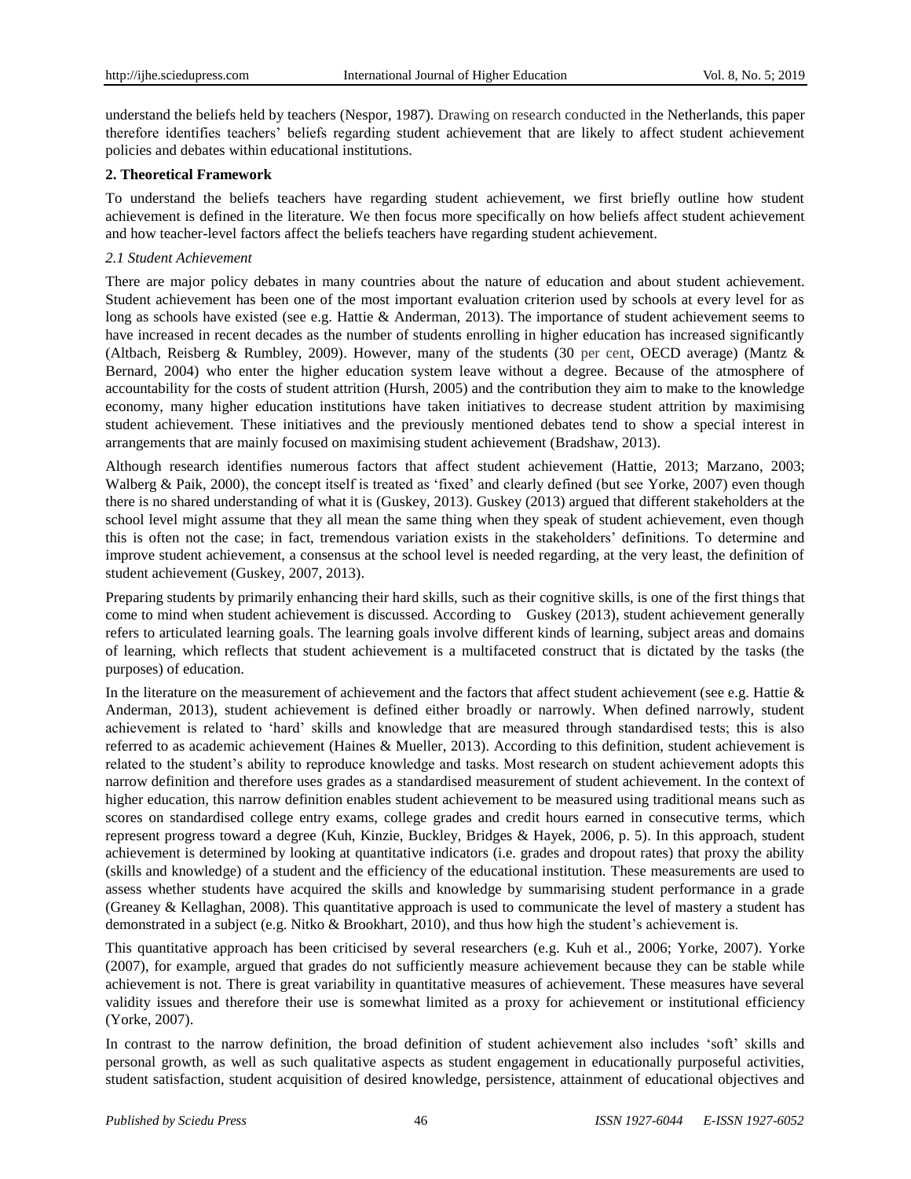understand the beliefs held by teachers (Nespor, 1987). Drawing on research conducted in the Netherlands, this paper therefore identifies teachers' beliefs regarding student achievement that are likely to affect student achievement policies and debates within educational institutions.

## 2. Theoretical Framework

To understand the beliefs teachers have regarding student achievement, we first briefly outline how student achievement is defined in the literature. We then focus more specifically on how beliefs affect student achievement and how teacher-level factors affect the beliefs teachers have regarding student achievement.

### *2.1 Student Achievement*

There are major policy debates in many countries about the nature of education and about student achievement. Student achievement has been one of the most important evaluation criterion used by schools at every level for as long as schools have existed (see e.g. Hattie & Anderman, 2013). The importance of student achievement seems to have increased in recent decades as the number of students enrolling in higher education has increased significantly (Altbach, Reisberg & Rumbley, 2009). However, many of the students (30 per cent, OECD average) (Mantz & Bernard, 2004) who enter the higher education system leave without a degree. Because of the atmosphere of accountability for the costs of student attrition (Hursh, 2005) and the contribution they aim to make to the knowledge economy, many higher education institutions have taken initiatives to decrease student attrition by maximising student achievement. These initiatives and the previously mentioned debates tend to show a special interest in arrangements that are mainly focused on maximising student achievement (Bradshaw, 2013).

Although research identifies numerous factors that affect student achievement (Hattie, 2013; Marzano, 2003; Walberg & Paik, 2000), the concept itself is treated as 'fixed' and clearly defined (but see Yorke, 2007) even though there is no shared understanding of what it is (Guskey, 2013). Guskey (2013) argued that different stakeholders at the school level might assume that they all mean the same thing when they speak of student achievement, even though this is often not the case; in fact, tremendous variation exists in the stakeholders' definitions. To determine and improve student achievement, a consensus at the school level is needed regarding, at the very least, the definition of student achievement (Guskey, 2007, 2013).

Preparing students by primarily enhancing their hard skills, such as their cognitive skills, is one of the first things that come to mind when student achievement is discussed. According to Guskey (2013), student achievement generally refers to articulated learning goals. The learning goals involve different kinds of learning, subject areas and domains of learning, which reflects that student achievement is a multifaceted construct that is dictated by the tasks (the purposes) of education.

In the literature on the measurement of achievement and the factors that affect student achievement (see e.g. Hattie & Anderman, 2013), student achievement is defined either broadly or narrowly. When defined narrowly, student achievement is related to 'hard' skills and knowledge that are measured through standardised tests; this is also referred to as academic achievement (Haines & Mueller, 2013). According to this definition, student achievement is related to the student's ability to reproduce knowledge and tasks. Most research on student achievement adopts this narrow definition and therefore uses grades as a standardised measurement of student achievement. In the context of higher education, this narrow definition enables student achievement to be measured using traditional means such as scores on standardised college entry exams, college grades and credit hours earned in consecutive terms, which represent progress toward a degree (Kuh, Kinzie, Buckley, Bridges & Hayek, 2006, p. 5). In this approach, student achievement is determined by looking at quantitative indicators (i.e. grades and dropout rates) that proxy the ability (skills and knowledge) of a student and the efficiency of the educational institution. These measurements are used to assess whether students have acquired the skills and knowledge by summarising student performance in a grade (Greaney & Kellaghan, 2008). This quantitative approach is used to communicate the level of mastery a student has demonstrated in a subject (e.g. Nitko & Brookhart, 2010), and thus how high the student's achievement is.

This quantitative approach has been criticised by several researchers (e.g. Kuh et al., 2006; Yorke, 2007). Yorke (2007), for example, argued that grades do not sufficiently measure achievement because they can be stable while achievement is not. There is great variability in quantitative measures of achievement. These measures have several validity issues and therefore their use is somewhat limited as a proxy for achievement or institutional efficiency (Yorke, 2007).

In contrast to the narrow definition, the broad definition of student achievement also includes 'soft' skills and personal growth, as well as such qualitative aspects as student engagement in educationally purposeful activities, student satisfaction, student acquisition of desired knowledge, persistence, attainment of educational objectives and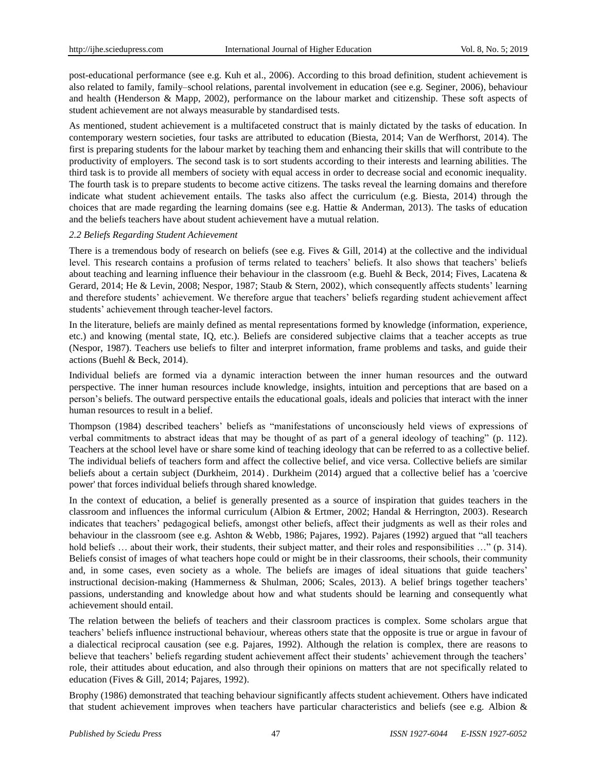post-educational performance (see e.g. Kuh et al., 2006). According to this broad definition, student achievement is also related to family, family–school relations, parental involvement in education (see e.g. Seginer, 2006), behaviour and health (Henderson & Mapp, 2002), performance on the labour market and citizenship. These soft aspects of student achievement are not always measurable by standardised tests.

As mentioned, student achievement is a multifaceted construct that is mainly dictated by the tasks of education. In contemporary western societies, four tasks are attributed to education (Biesta, 2014; Van de Werfhorst, 2014). The first is preparing students for the labour market by teaching them and enhancing their skills that will contribute to the productivity of employers. The second task is to sort students according to their interests and learning abilities. The third task is to provide all members of society with equal access in order to decrease social and economic inequality. The fourth task is to prepare students to become active citizens. The tasks reveal the learning domains and therefore indicate what student achievement entails. The tasks also affect the curriculum (e.g. Biesta, 2014) through the choices that are made regarding the learning domains (see e.g. Hattie & Anderman, 2013). The tasks of education and the beliefs teachers have about student achievement have a mutual relation.

### *2.2 Beliefs Regarding Student Achievement*

There is a tremendous body of research on beliefs (see e.g. Fives & Gill, 2014) at the collective and the individual level. This research contains a profusion of terms related to teachers' beliefs. It also shows that teachers' beliefs about teaching and learning influence their behaviour in the classroom (e.g. Buehl & Beck, 2014; Fives, Lacatena & Gerard, 2014; He & Levin, 2008; Nespor, 1987; Staub & Stern, 2002), which consequently affects students' learning and therefore students' achievement. We therefore argue that teachers' beliefs regarding student achievement affect students' achievement through teacher-level factors.

In the literature, beliefs are mainly defined as mental representations formed by knowledge (information, experience, etc.) and knowing (mental state, IQ, etc.). Beliefs are considered subjective claims that a teacher accepts as true (Nespor, 1987). Teachers use beliefs to filter and interpret information, frame problems and tasks, and guide their actions (Buehl & Beck, 2014).

Individual beliefs are formed via a dynamic interaction between the inner human resources and the outward perspective. The inner human resources include knowledge, insights, intuition and perceptions that are based on a person's beliefs. The outward perspective entails the educational goals, ideals and policies that interact with the inner human resources to result in a belief.

Thompson (1984) described teachers' beliefs as "manifestations of unconsciously held views of expressions of verbal commitments to abstract ideas that may be thought of as part of a general ideology of teaching" (p. 112). Teachers at the school level have or share some kind of teaching ideology that can be referred to as a collective belief. The individual beliefs of teachers form and affect the collective belief, and vice versa. Collective beliefs are similar beliefs about a certain subject (Durkheim, 2014). Durkheim (2014) argued that a collective belief has a 'coercive power' that forces individual beliefs through shared knowledge.

In the context of education, a belief is generally presented as a source of inspiration that guides teachers in the classroom and influences the informal curriculum (Albion & Ertmer, 2002; Handal & Herrington, 2003). Research indicates that teachers' pedagogical beliefs, amongst other beliefs, affect their judgments as well as their roles and behaviour in the classroom (see e.g. Ashton & Webb, 1986; Pajares, 1992). Pajares (1992) argued that "all teachers hold beliefs … about their work, their students, their subject matter, and their roles and responsibilities …" (p. 314). Beliefs consist of images of what teachers hope could or might be in their classrooms, their schools, their community and, in some cases, even society as a whole. The beliefs are images of ideal situations that guide teachers' instructional decision-making (Hammerness & Shulman, 2006; Scales, 2013). A belief brings together teachers' passions, understanding and knowledge about how and what students should be learning and consequently what achievement should entail.

The relation between the beliefs of teachers and their classroom practices is complex. Some scholars argue that teachers' beliefs influence instructional behaviour, whereas others state that the opposite is true or argue in favour of a dialectical reciprocal causation (see e.g. Pajares, 1992). Although the relation is complex, there are reasons to believe that teachers' beliefs regarding student achievement affect their students' achievement through the teachers' role, their attitudes about education, and also through their opinions on matters that are not specifically related to education (Fives & Gill, 2014; Pajares, 1992).

Brophy (1986) demonstrated that teaching behaviour significantly affects student achievement. Others have indicated that student achievement improves when teachers have particular characteristics and beliefs (see e.g. Albion &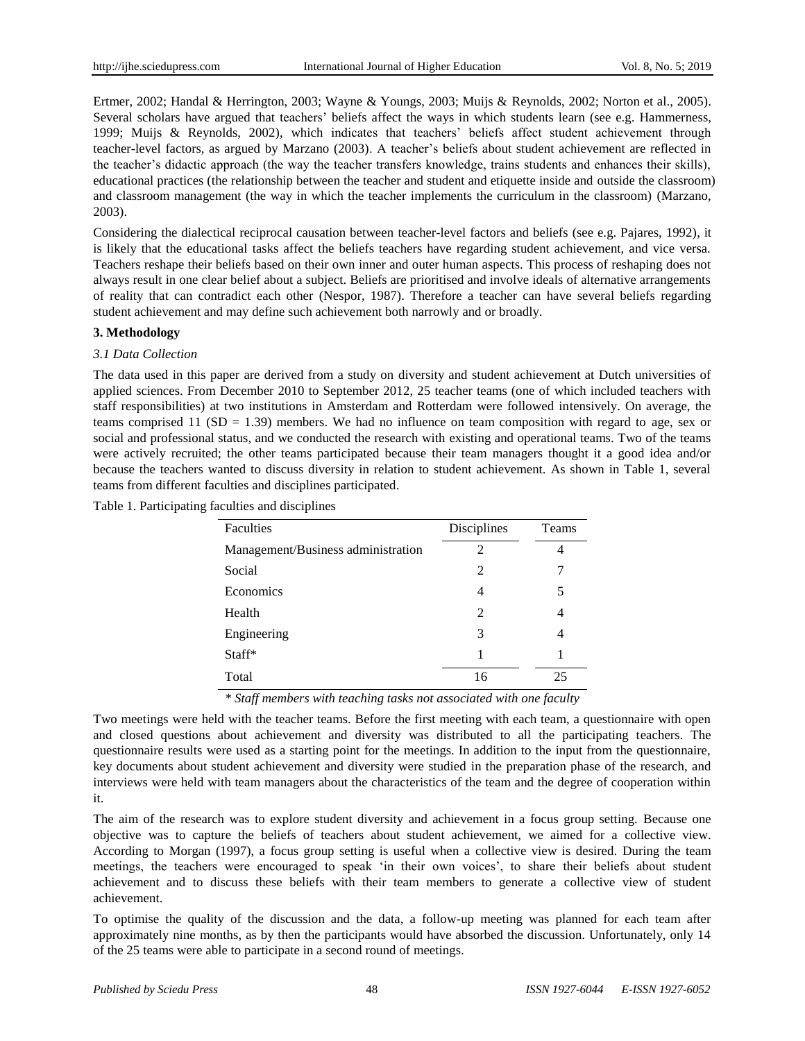Ertmer, 2002; Handal & Herrington, 2003; Wayne & Youngs, 2003; Muijs & Reynolds, 2002; Norton et al., 2005). Several scholars have argued that teachers' beliefs affect the ways in which students learn (see e.g. Hammerness, 1999; Muijs & Reynolds, 2002), which indicates that teachers' beliefs affect student achievement through teacher-level factors, as argued by Marzano (2003). A teacher's beliefs about student achievement are reflected in the teacher's didactic approach (the way the teacher transfers knowledge, trains students and enhances their skills), educational practices (the relationship between the teacher and student and etiquette inside and outside the classroom) and classroom management (the way in which the teacher implements the curriculum in the classroom) (Marzano, 2003).

Considering the dialectical reciprocal causation between teacher-level factors and beliefs (see e.g. Pajares, 1992), it is likely that the educational tasks affect the beliefs teachers have regarding student achievement, and vice versa. Teachers reshape their beliefs based on their own inner and outer human aspects. This process of reshaping does not always result in one clear belief about a subject. Beliefs are prioritised and involve ideals of alternative arrangements of reality that can contradict each other (Nespor, 1987). Therefore a teacher can have several beliefs regarding student achievement and may define such achievement both narrowly and or broadly.

## 3. Methodology

### *3.1 Data Collection*

The data used in this paper are derived from a study on diversity and student achievement at Dutch universities of applied sciences. From December 2010 to September 2012, 25 teacher teams (one of which included teachers with staff responsibilities) at two institutions in Amsterdam and Rotterdam were followed intensively. On average, the teams comprised 11 (SD = 1.39) members. We had no influence on team composition with regard to age, sex or social and professional status, and we conducted the research with existing and operational teams. Two of the teams were actively recruited; the other teams participated because their team managers thought it a good idea and/or because the teachers wanted to discuss diversity in relation to student achievement. As shown in Table 1, several teams from different faculties and disciplines participated.

Table 1. Participating faculties and disciplines

| Faculties | Disciplines | Teams |
|---|---|---|
| Management/Business administration | 2 | 4 |
| Social | 2 | 7 |
| Economics | 4 | 5 |
| Health | 2 | 4 |
| Engineering | 3 | 4 |
| Staff* | 1 | 1 |
| Total | 16 | 25 |

*\* Staff members with teaching tasks not associated with one faculty*

Two meetings were held with the teacher teams. Before the first meeting with each team, a questionnaire with open and closed questions about achievement and diversity was distributed to all the participating teachers. The questionnaire results were used as a starting point for the meetings. In addition to the input from the questionnaire, key documents about student achievement and diversity were studied in the preparation phase of the research, and interviews were held with team managers about the characteristics of the team and the degree of cooperation within it.

The aim of the research was to explore student diversity and achievement in a focus group setting. Because one objective was to capture the beliefs of teachers about student achievement, we aimed for a collective view. According to Morgan (1997), a focus group setting is useful when a collective view is desired. During the team meetings, the teachers were encouraged to speak 'in their own voices', to share their beliefs about student achievement and to discuss these beliefs with their team members to generate a collective view of student achievement.

To optimise the quality of the discussion and the data, a follow-up meeting was planned for each team after approximately nine months, as by then the participants would have absorbed the discussion. Unfortunately, only 14 of the 25 teams were able to participate in a second round of meetings.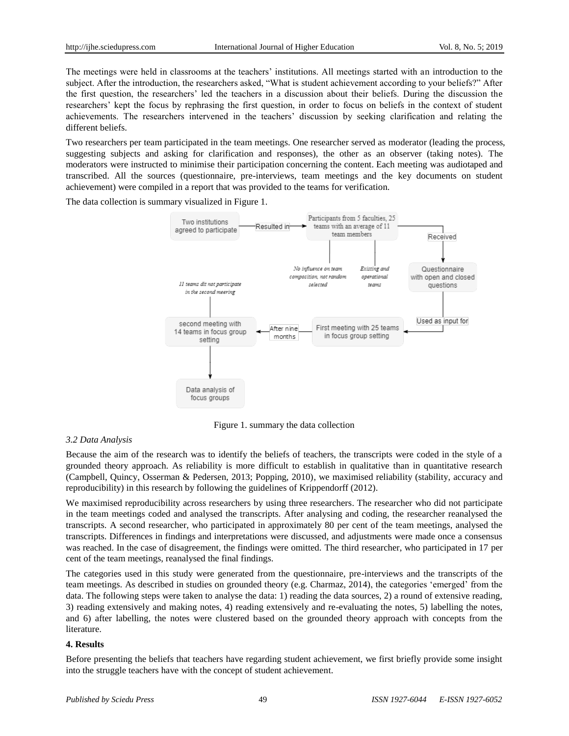The meetings were held in classrooms at the teachers' institutions. All meetings started with an introduction to the subject. After the introduction, the researchers asked, "What is student achievement according to your beliefs?" After the first question, the researchers' led the teachers in a discussion about their beliefs. During the discussion the researchers' kept the focus by rephrasing the first question, in order to focus on beliefs in the context of student achievements. The researchers intervened in the teachers' discussion by seeking clarification and relating the different beliefs.

Two researchers per team participated in the team meetings. One researcher served as moderator (leading the process, suggesting subjects and asking for clarification and responses), the other as an observer (taking notes). The moderators were instructed to minimise their participation concerning the content. Each meeting was audiotaped and transcribed. All the sources (questionnaire, pre-interviews, team meetings and the key documents on student achievement) were compiled in a report that was provided to the teams for verification.

The data collection is summary visualized in Figure 1.

Figure 1. summary the data collection

### *3.2 Data Analysis*

Because the aim of the research was to identify the beliefs of teachers, the transcripts were coded in the style of a grounded theory approach. As reliability is more difficult to establish in qualitative than in quantitative research (Campbell, Quincy, Osserman & Pedersen, 2013; Popping, 2010), we maximised reliability (stability, accuracy and reproducibility) in this research by following the guidelines of Krippendorff (2012).

We maximised reproducibility across researchers by using three researchers. The researcher who did not participate in the team meetings coded and analysed the transcripts. After analysing and coding, the researcher reanalysed the transcripts. A second researcher, who participated in approximately 80 per cent of the team meetings, analysed the transcripts. Differences in findings and interpretations were discussed, and adjustments were made once a consensus was reached. In the case of disagreement, the findings were omitted. The third researcher, who participated in 17 per cent of the team meetings, reanalysed the final findings.

The categories used in this study were generated from the questionnaire, pre-interviews and the transcripts of the team meetings. As described in studies on grounded theory (e.g. Charmaz, 2014), the categories 'emerged' from the data. The following steps were taken to analyse the data: 1) reading the data sources, 2) a round of extensive reading, 3) reading extensively and making notes, 4) reading extensively and re-evaluating the notes, 5) labelling the notes, and 6) after labelling, the notes were clustered based on the grounded theory approach with concepts from the literature.

## **4. Results**

Before presenting the beliefs that teachers have regarding student achievement, we first briefly provide some insight into the struggle teachers have with the concept of student achievement.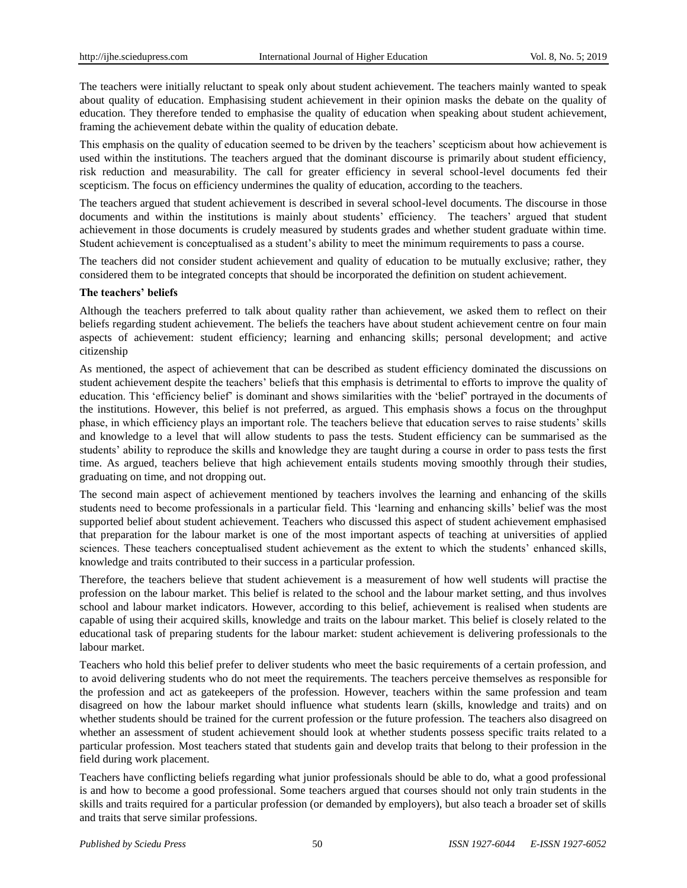The teachers were initially reluctant to speak only about student achievement. The teachers mainly wanted to speak about quality of education. Emphasising student achievement in their opinion masks the debate on the quality of education. They therefore tended to emphasise the quality of education when speaking about student achievement, framing the achievement debate within the quality of education debate.

This emphasis on the quality of education seemed to be driven by the teachers' scepticism about how achievement is used within the institutions. The teachers argued that the dominant discourse is primarily about student efficiency, risk reduction and measurability. The call for greater efficiency in several school-level documents fed their scepticism. The focus on efficiency undermines the quality of education, according to the teachers.

The teachers argued that student achievement is described in several school-level documents. The discourse in those documents and within the institutions is mainly about students' efficiency. The teachers' argued that student achievement in those documents is crudely measured by students grades and whether student graduate within time. Student achievement is conceptualised as a student's ability to meet the minimum requirements to pass a course.

The teachers did not consider student achievement and quality of education to be mutually exclusive; rather, they considered them to be integrated concepts that should be incorporated the definition on student achievement.

**The teachers' beliefs**

Although the teachers preferred to talk about quality rather than achievement, we asked them to reflect on their beliefs regarding student achievement. The beliefs the teachers have about student achievement centre on four main aspects of achievement: student efficiency; learning and enhancing skills; personal development; and active citizenship

As mentioned, the aspect of achievement that can be described as student efficiency dominated the discussions on student achievement despite the teachers' beliefs that this emphasis is detrimental to efforts to improve the quality of education. This 'efficiency belief' is dominant and shows similarities with the 'belief' portrayed in the documents of the institutions. However, this belief is not preferred, as argued. This emphasis shows a focus on the throughput phase, in which efficiency plays an important role. The teachers believe that education serves to raise students' skills and knowledge to a level that will allow students to pass the tests. Student efficiency can be summarised as the students' ability to reproduce the skills and knowledge they are taught during a course in order to pass tests the first time. As argued, teachers believe that high achievement entails students moving smoothly through their studies, graduating on time, and not dropping out.

The second main aspect of achievement mentioned by teachers involves the learning and enhancing of the skills students need to become professionals in a particular field. This 'learning and enhancing skills' belief was the most supported belief about student achievement. Teachers who discussed this aspect of student achievement emphasised that preparation for the labour market is one of the most important aspects of teaching at universities of applied sciences. These teachers conceptualised student achievement as the extent to which the students' enhanced skills, knowledge and traits contributed to their success in a particular profession.

Therefore, the teachers believe that student achievement is a measurement of how well students will practise the profession on the labour market. This belief is related to the school and the labour market setting, and thus involves school and labour market indicators. However, according to this belief, achievement is realised when students are capable of using their acquired skills, knowledge and traits on the labour market. This belief is closely related to the educational task of preparing students for the labour market: student achievement is delivering professionals to the labour market.

Teachers who hold this belief prefer to deliver students who meet the basic requirements of a certain profession, and to avoid delivering students who do not meet the requirements. The teachers perceive themselves as responsible for the profession and act as gatekeepers of the profession. However, teachers within the same profession and team disagreed on how the labour market should influence what students learn (skills, knowledge and traits) and on whether students should be trained for the current profession or the future profession. The teachers also disagreed on whether an assessment of student achievement should look at whether students possess specific traits related to a particular profession. Most teachers stated that students gain and develop traits that belong to their profession in the field during work placement.

Teachers have conflicting beliefs regarding what junior professionals should be able to do, what a good professional is and how to become a good professional. Some teachers argued that courses should not only train students in the skills and traits required for a particular profession (or demanded by employers), but also teach a broader set of skills and traits that serve similar professions.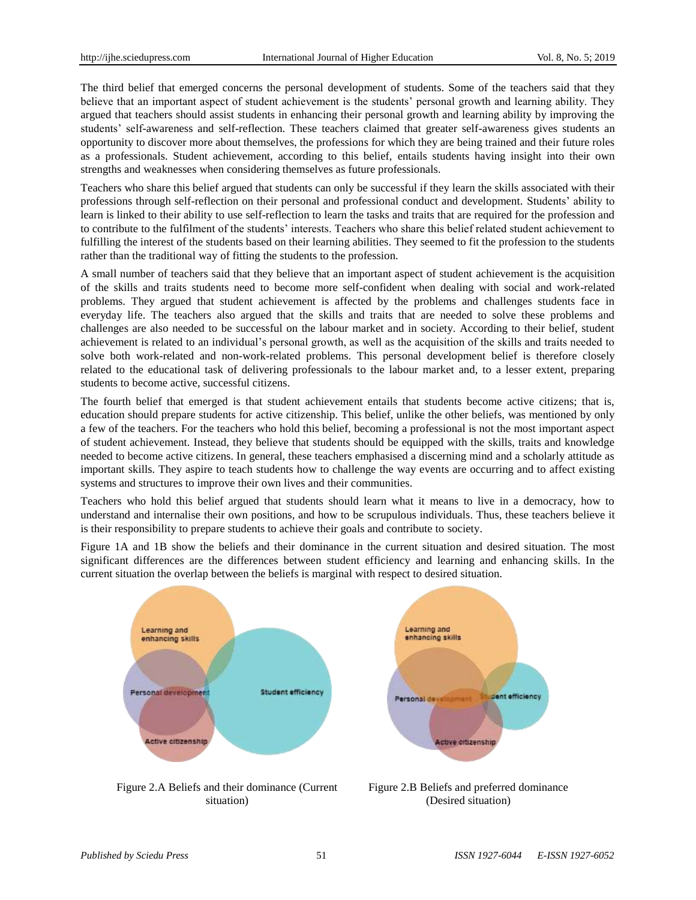The third belief that emerged concerns the personal development of students. Some of the teachers said that they believe that an important aspect of student achievement is the students' personal growth and learning ability. They argued that teachers should assist students in enhancing their personal growth and learning ability by improving the students' self-awareness and self-reflection. These teachers claimed that greater self-awareness gives students an opportunity to discover more about themselves, the professions for which they are being trained and their future roles as a professionals. Student achievement, according to this belief, entails students having insight into their own strengths and weaknesses when considering themselves as future professionals.

Teachers who share this belief argued that students can only be successful if they learn the skills associated with their professions through self-reflection on their personal and professional conduct and development. Students' ability to learn is linked to their ability to use self-reflection to learn the tasks and traits that are required for the profession and to contribute to the fulfilment of the students' interests. Teachers who share this belief related student achievement to fulfilling the interest of the students based on their learning abilities. They seemed to fit the profession to the students rather than the traditional way of fitting the students to the profession.

A small number of teachers said that they believe that an important aspect of student achievement is the acquisition of the skills and traits students need to become more self-confident when dealing with social and work-related problems. They argued that student achievement is affected by the problems and challenges students face in everyday life. The teachers also argued that the skills and traits that are needed to solve these problems and challenges are also needed to be successful on the labour market and in society. According to their belief, student achievement is related to an individual's personal growth, as well as the acquisition of the skills and traits needed to solve both work-related and non-work-related problems. This personal development belief is therefore closely related to the educational task of delivering professionals to the labour market and, to a lesser extent, preparing students to become active, successful citizens.

The fourth belief that emerged is that student achievement entails that students become active citizens; that is, education should prepare students for active citizenship. This belief, unlike the other beliefs, was mentioned by only a few of the teachers. For the teachers who hold this belief, becoming a professional is not the most important aspect of student achievement. Instead, they believe that students should be equipped with the skills, traits and knowledge needed to become active citizens. In general, these teachers emphasised a discerning mind and a scholarly attitude as important skills. They aspire to teach students how to challenge the way events are occurring and to affect existing systems and structures to improve their own lives and their communities.

Teachers who hold this belief argued that students should learn what it means to live in a democracy, how to understand and internalise their own positions, and how to be scrupulous individuals. Thus, these teachers believe it is their responsibility to prepare students to achieve their goals and contribute to society.

Figure 1A and 1B show the beliefs and their dominance in the current situation and desired situation. The most significant differences are the differences between student efficiency and learning and enhancing skills. In the current situation the overlap between the beliefs is marginal with respect to desired situation.

Learning and enhancing skills
Personal development
Student efficiency
Active citizenship

Figure 2.A Beliefs and their dominance (Current situation)

Learning and enhancing skills
Personal development
Student efficiency
Active citizenship

Figure 2.B Beliefs and preferred dominance (Desired situation)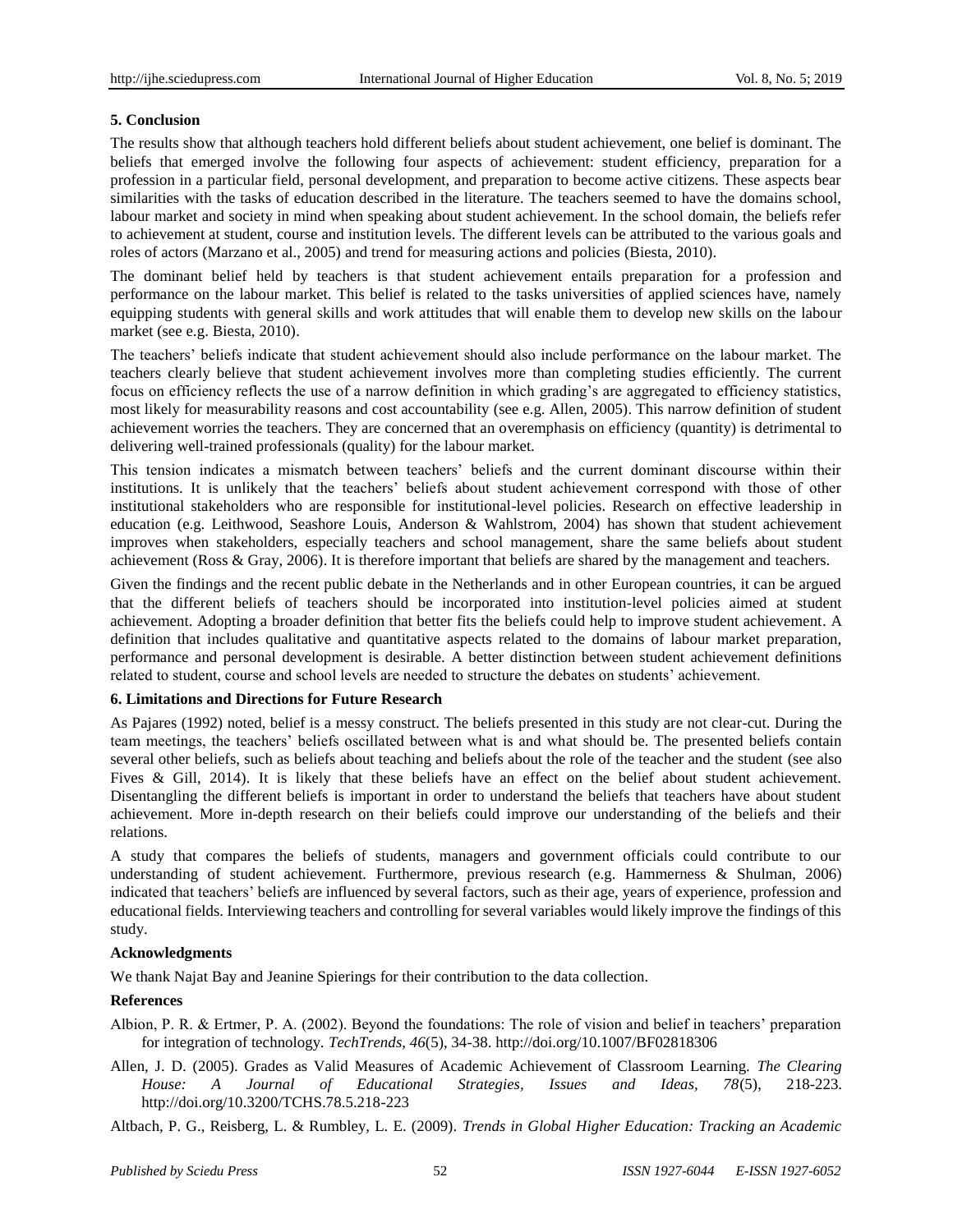## 5. Conclusion

The results show that although teachers hold different beliefs about student achievement, one belief is dominant. The beliefs that emerged involve the following four aspects of achievement: student efficiency, preparation for a profession in a particular field, personal development, and preparation to become active citizens. These aspects bear similarities with the tasks of education described in the literature. The teachers seemed to have the domains school, labour market and society in mind when speaking about student achievement. In the school domain, the beliefs refer to achievement at student, course and institution levels. The different levels can be attributed to the various goals and roles of actors (Marzano et al., 2005) and trend for measuring actions and policies (Biesta, 2010).

The dominant belief held by teachers is that student achievement entails preparation for a profession and performance on the labour market. This belief is related to the tasks universities of applied sciences have, namely equipping students with general skills and work attitudes that will enable them to develop new skills on the labour market (see e.g. Biesta, 2010).

The teachers' beliefs indicate that student achievement should also include performance on the labour market. The teachers clearly believe that student achievement involves more than completing studies efficiently. The current focus on efficiency reflects the use of a narrow definition in which grading's are aggregated to efficiency statistics, most likely for measurability reasons and cost accountability (see e.g. Allen, 2005). This narrow definition of student achievement worries the teachers. They are concerned that an overemphasis on efficiency (quantity) is detrimental to delivering well-trained professionals (quality) for the labour market.

This tension indicates a mismatch between teachers' beliefs and the current dominant discourse within their institutions. It is unlikely that the teachers' beliefs about student achievement correspond with those of other institutional stakeholders who are responsible for institutional-level policies. Research on effective leadership in education (e.g. Leithwood, Seashore Louis, Anderson & Wahlstrom, 2004) has shown that student achievement improves when stakeholders, especially teachers and school management, share the same beliefs about student achievement (Ross & Gray, 2006). It is therefore important that beliefs are shared by the management and teachers.

Given the findings and the recent public debate in the Netherlands and in other European countries, it can be argued that the different beliefs of teachers should be incorporated into institution-level policies aimed at student achievement. Adopting a broader definition that better fits the beliefs could help to improve student achievement. A definition that includes qualitative and quantitative aspects related to the domains of labour market preparation, performance and personal development is desirable. A better distinction between student achievement definitions related to student, course and school levels are needed to structure the debates on students' achievement.

## 6. Limitations and Directions for Future Research

As Pajares (1992) noted, belief is a messy construct. The beliefs presented in this study are not clear-cut. During the team meetings, the teachers' beliefs oscillated between what is and what should be. The presented beliefs contain several other beliefs, such as beliefs about teaching and beliefs about the role of the teacher and the student (see also Fives & Gill, 2014). It is likely that these beliefs have an effect on the belief about student achievement. Disentangling the different beliefs is important in order to understand the beliefs that teachers have about student achievement. More in-depth research on their beliefs could improve our understanding of the beliefs and their relations.

A study that compares the beliefs of students, managers and government officials could contribute to our understanding of student achievement. Furthermore, previous research (e.g. Hammerness & Shulman, 2006) indicated that teachers' beliefs are influenced by several factors, such as their age, years of experience, profession and educational fields. Interviewing teachers and controlling for several variables would likely improve the findings of this study.

## Acknowledgments

We thank Najat Bay and Jeanine Spierings for their contribution to the data collection.

## References

Albion, P. R. & Ertmer, P. A. (2002). Beyond the foundations: The role of vision and belief in teachers' preparation for integration of technology. *TechTrends, 46*(5), 34-38. http://doi.org/10.1007/BF02818306

Allen, J. D. (2005). Grades as Valid Measures of Academic Achievement of Classroom Learning. *The Clearing House: A Journal of Educational Strategies, Issues and Ideas, 78*(5), 218-223. http://doi.org/10.3200/TCHS.78.5.218-223

Altbach, P. G., Reisberg, L. & Rumbley, L. E. (2009). *Trends in Global Higher Education: Tracking an Academic*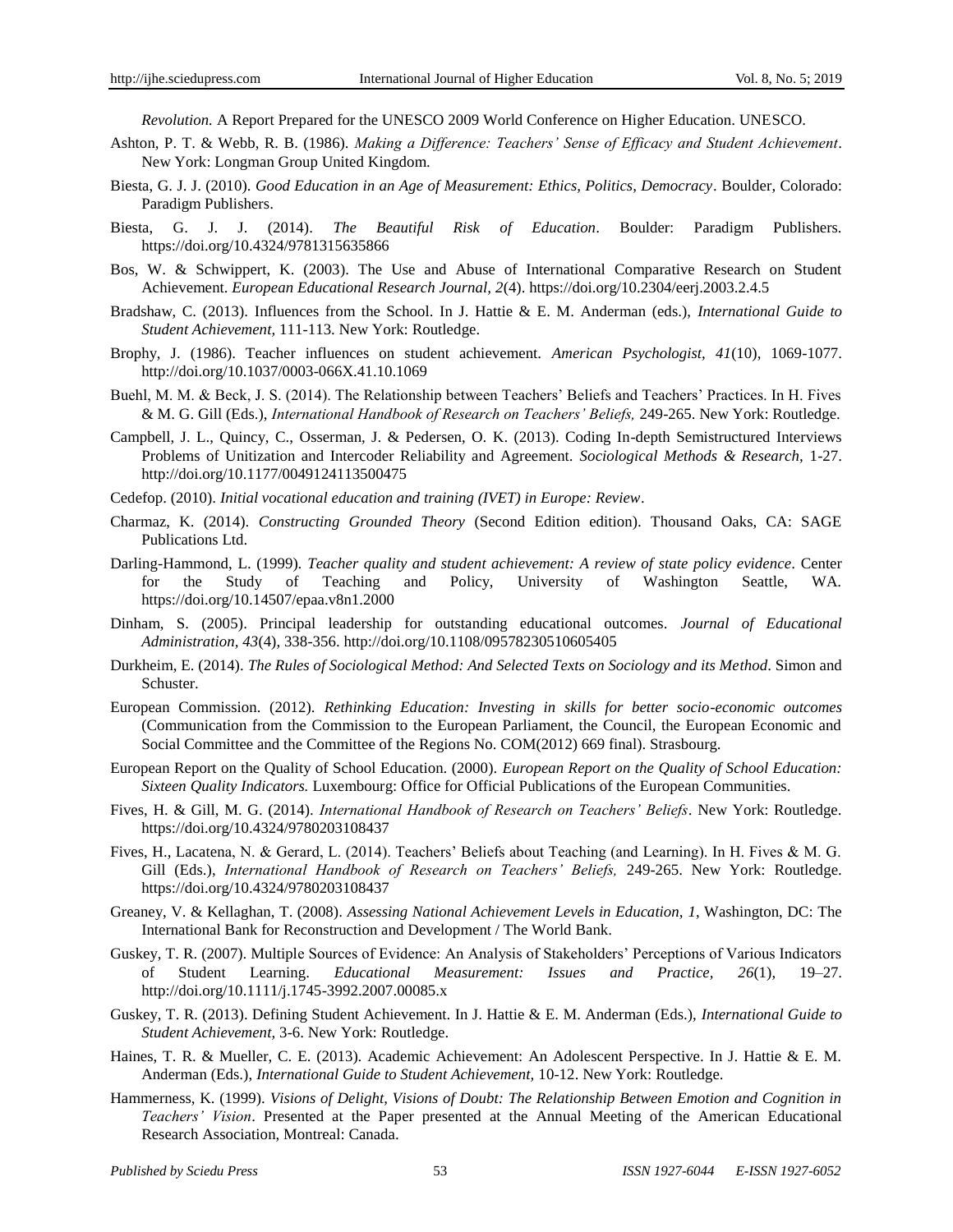*Revolution.* A Report Prepared for the UNESCO 2009 World Conference on Higher Education. UNESCO.

Ashton, P. T. & Webb, R. B. (1986). *Making a Difference: Teachers' Sense of Efficacy and Student Achievement*. New York: Longman Group United Kingdom.

Biesta, G. J. J. (2010). *Good Education in an Age of Measurement: Ethics, Politics, Democracy*. Boulder, Colorado: Paradigm Publishers.

Biesta, G. J. J. (2014). *The Beautiful Risk of Education*. Boulder: Paradigm Publishers. https://doi.org/10.4324/9781315635866

Bos, W. & Schwippert, K. (2003). The Use and Abuse of International Comparative Research on Student Achievement. *European Educational Research Journal, 2*(4). https://doi.org/10.2304/eerj.2003.2.4.5

Bradshaw, C. (2013). Influences from the School. In J. Hattie & E. M. Anderman (eds.), *International Guide to Student Achievement*, 111-113. New York: Routledge.

Brophy, J. (1986). Teacher influences on student achievement. *American Psychologist, 41*(10), 1069-1077. http://doi.org/10.1037/0003-066X.41.10.1069

Buehl, M. M. & Beck, J. S. (2014). The Relationship between Teachers' Beliefs and Teachers' Practices. In H. Fives & M. G. Gill (Eds.), *International Handbook of Research on Teachers' Beliefs,* 249-265. New York: Routledge.

Campbell, J. L., Quincy, C., Osserman, J. & Pedersen, O. K. (2013). Coding In-depth Semistructured Interviews Problems of Unitization and Intercoder Reliability and Agreement. *Sociological Methods & Research*, 1-27. http://doi.org/10.1177/0049124113500475

Cedefop. (2010). *Initial vocational education and training (IVET) in Europe: Review*.

Charmaz, K. (2014). *Constructing Grounded Theory* (Second Edition edition). Thousand Oaks, CA: SAGE Publications Ltd.

Darling-Hammond, L. (1999). *Teacher quality and student achievement: A review of state policy evidence*. Center for the Study of Teaching and Policy, University of Washington Seattle, WA. https://doi.org/10.14507/epaa.v8n1.2000

Dinham, S. (2005). Principal leadership for outstanding educational outcomes. *Journal of Educational Administration, 43*(4), 338-356. http://doi.org/10.1108/09578230510605405

Durkheim, E. (2014). *The Rules of Sociological Method: And Selected Texts on Sociology and its Method*. Simon and Schuster.

European Commission. (2012). *Rethinking Education: Investing in skills for better socio-economic outcomes* (Communication from the Commission to the European Parliament, the Council, the European Economic and Social Committee and the Committee of the Regions No. COM(2012) 669 final). Strasbourg.

European Report on the Quality of School Education. (2000). *European Report on the Quality of School Education: Sixteen Quality Indicators.* Luxembourg: Office for Official Publications of the European Communities.

Fives, H. & Gill, M. G. (2014). *International Handbook of Research on Teachers' Beliefs*. New York: Routledge. https://doi.org/10.4324/9780203108437

Fives, H., Lacatena, N. & Gerard, L. (2014). Teachers' Beliefs about Teaching (and Learning). In H. Fives & M. G. Gill (Eds.), *International Handbook of Research on Teachers' Beliefs,* 249-265. New York: Routledge. https://doi.org/10.4324/9780203108437

Greaney, V. & Kellaghan, T. (2008). *Assessing National Achievement Levels in Education, 1*, Washington, DC: The International Bank for Reconstruction and Development / The World Bank.

Guskey, T. R. (2007). Multiple Sources of Evidence: An Analysis of Stakeholders' Perceptions of Various Indicators of Student Learning. *Educational Measurement: Issues and Practice, 26*(1), 19–27. http://doi.org/10.1111/j.1745-3992.2007.00085.x

Guskey, T. R. (2013). Defining Student Achievement. In J. Hattie & E. M. Anderman (Eds.), *International Guide to Student Achievement*, 3-6. New York: Routledge.

Haines, T. R. & Mueller, C. E. (2013). Academic Achievement: An Adolescent Perspective. In J. Hattie & E. M. Anderman (Eds.), *International Guide to Student Achievement,* 10-12. New York: Routledge.

Hammerness, K. (1999). *Visions of Delight, Visions of Doubt: The Relationship Between Emotion and Cognition in Teachers' Vision*. Presented at the Paper presented at the Annual Meeting of the American Educational Research Association, Montreal: Canada.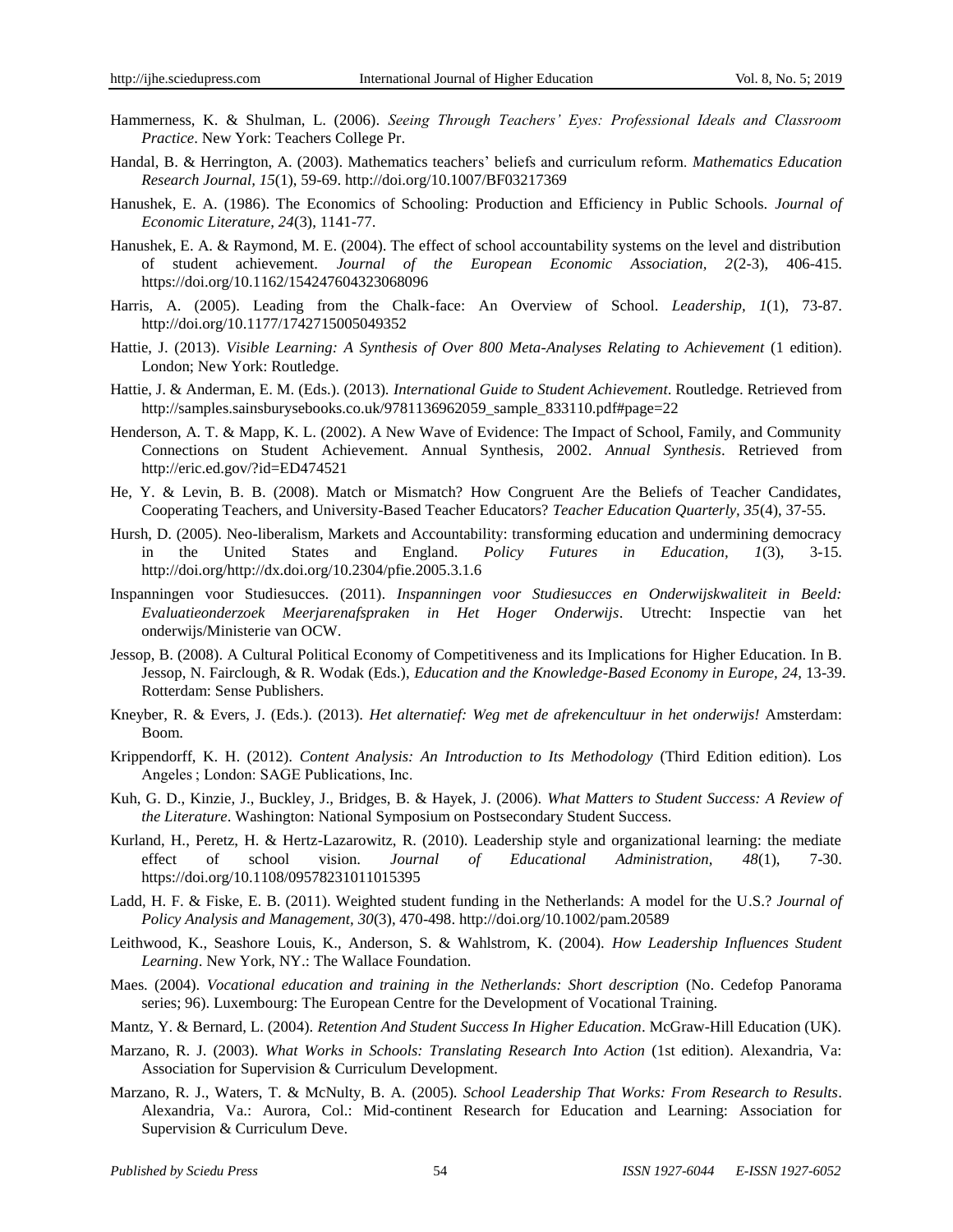Hammerness, K. & Shulman, L. (2006). *Seeing Through Teachers' Eyes: Professional Ideals and Classroom Practice*. New York: Teachers College Pr.

Handal, B. & Herrington, A. (2003). Mathematics teachers' beliefs and curriculum reform. *Mathematics Education Research Journal, 15*(1), 59-69. http://doi.org/10.1007/BF03217369

Hanushek, E. A. (1986). The Economics of Schooling: Production and Efficiency in Public Schools. *Journal of Economic Literature, 24*(3), 1141-77.

Hanushek, E. A. & Raymond, M. E. (2004). The effect of school accountability systems on the level and distribution of student achievement. *Journal of the European Economic Association, 2*(2-3), 406-415. https://doi.org/10.1162/154247604323068096

Harris, A. (2005). Leading from the Chalk-face: An Overview of School. *Leadership, 1*(1), 73-87. http://doi.org/10.1177/1742715005049352

Hattie, J. (2013). *Visible Learning: A Synthesis of Over 800 Meta-Analyses Relating to Achievement* (1 edition). London; New York: Routledge.

Hattie, J. & Anderman, E. M. (Eds.). (2013). *International Guide to Student Achievement*. Routledge. Retrieved from http://samples.sainsburysebooks.co.uk/9781136962059_sample_833110.pdf#page=22

Henderson, A. T. & Mapp, K. L. (2002). A New Wave of Evidence: The Impact of School, Family, and Community Connections on Student Achievement. Annual Synthesis, 2002. *Annual Synthesis*. Retrieved from http://eric.ed.gov/?id=ED474521

He, Y. & Levin, B. B. (2008). Match or Mismatch? How Congruent Are the Beliefs of Teacher Candidates, Cooperating Teachers, and University-Based Teacher Educators? *Teacher Education Quarterly, 35*(4), 37-55.

Hursh, D. (2005). Neo-liberalism, Markets and Accountability: transforming education and undermining democracy in the United States and England. *Policy Futures in Education, 1*(3), 3-15. http://doi.org/http://dx.doi.org/10.2304/pfie.2005.3.1.6

Inspanningen voor Studiesucces. (2011). *Inspanningen voor Studiesucces en Onderwijskwaliteit in Beeld: Evaluatieonderzoek Meerjarenafspraken in Het Hoger Onderwijs*. Utrecht: Inspectie van het onderwijs/Ministerie van OCW.

Jessop, B. (2008). A Cultural Political Economy of Competitiveness and its Implications for Higher Education. In B. Jessop, N. Fairclough, & R. Wodak (Eds.), *Education and the Knowledge-Based Economy in Europe, 24*, 13-39. Rotterdam: Sense Publishers.

Kneyber, R. & Evers, J. (Eds.). (2013). *Het alternatief: Weg met de afrekencultuur in het onderwijs!* Amsterdam: Boom.

Krippendorff, K. H. (2012). *Content Analysis: An Introduction to Its Methodology* (Third Edition edition). Los Angeles ; London: SAGE Publications, Inc.

Kuh, G. D., Kinzie, J., Buckley, J., Bridges, B. & Hayek, J. (2006). *What Matters to Student Success: A Review of the Literature*. Washington: National Symposium on Postsecondary Student Success.

Kurland, H., Peretz, H. & Hertz-Lazarowitz, R. (2010). Leadership style and organizational learning: the mediate effect of school vision. *Journal of Educational Administration, 48*(1), 7-30. https://doi.org/10.1108/09578231011015395

Ladd, H. F. & Fiske, E. B. (2011). Weighted student funding in the Netherlands: A model for the U.S.? *Journal of Policy Analysis and Management, 30*(3), 470-498. http://doi.org/10.1002/pam.20589

Leithwood, K., Seashore Louis, K., Anderson, S. & Wahlstrom, K. (2004). *How Leadership Influences Student Learning*. New York, NY.: The Wallace Foundation.

Maes. (2004). *Vocational education and training in the Netherlands: Short description* (No. Cedefop Panorama series; 96). Luxembourg: The European Centre for the Development of Vocational Training.

Mantz, Y. & Bernard, L. (2004). *Retention And Student Success In Higher Education*. McGraw-Hill Education (UK).

Marzano, R. J. (2003). *What Works in Schools: Translating Research Into Action* (1st edition). Alexandria, Va: Association for Supervision & Curriculum Development.

Marzano, R. J., Waters, T. & McNulty, B. A. (2005). *School Leadership That Works: From Research to Results*. Alexandria, Va.: Aurora, Col.: Mid-continent Research for Education and Learning: Association for Supervision & Curriculum Deve.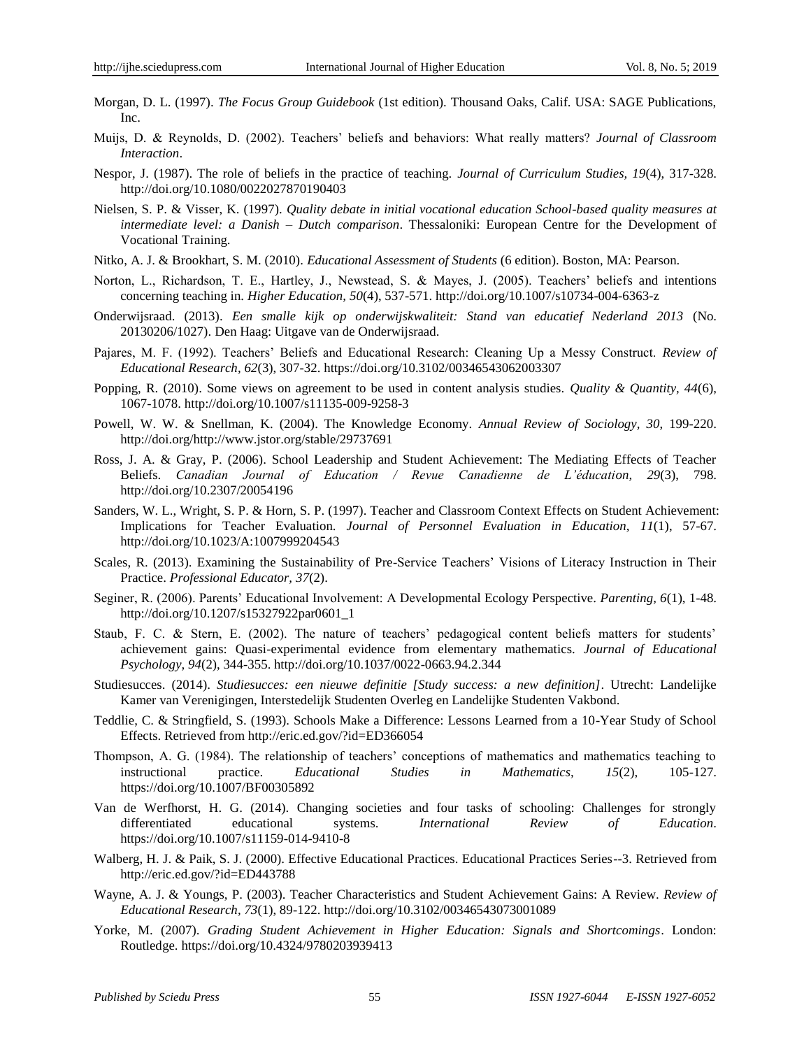Morgan, D. L. (1997). *The Focus Group Guidebook* (1st edition). Thousand Oaks, Calif. USA: SAGE Publications, Inc.

Muijs, D. & Reynolds, D. (2002). Teachers' beliefs and behaviors: What really matters? *Journal of Classroom Interaction*.

Nespor, J. (1987). The role of beliefs in the practice of teaching. *Journal of Curriculum Studies, 19*(4), 317-328. http://doi.org/10.1080/0022027870190403

Nielsen, S. P. & Visser, K. (1997). *Quality debate in initial vocational education School-based quality measures at intermediate level: a Danish – Dutch comparison*. Thessaloniki: European Centre for the Development of Vocational Training.

Nitko, A. J. & Brookhart, S. M. (2010). *Educational Assessment of Students* (6 edition). Boston, MA: Pearson.

Norton, L., Richardson, T. E., Hartley, J., Newstead, S. & Mayes, J. (2005). Teachers' beliefs and intentions concerning teaching in. *Higher Education, 50*(4), 537-571. http://doi.org/10.1007/s10734-004-6363-z

Onderwijsraad. (2013). *Een smalle kijk op onderwijskwaliteit: Stand van educatief Nederland 2013* (No. 20130206/1027). Den Haag: Uitgave van de Onderwijsraad.

Pajares, M. F. (1992). Teachers' Beliefs and Educational Research: Cleaning Up a Messy Construct. *Review of Educational Research, 62*(3), 307-32. https://doi.org/10.3102/00346543062003307

Popping, R. (2010). Some views on agreement to be used in content analysis studies. *Quality & Quantity, 44*(6), 1067-1078. http://doi.org/10.1007/s11135-009-9258-3

Powell, W. W. & Snellman, K. (2004). The Knowledge Economy. *Annual Review of Sociology, 30*, 199-220. http://doi.org/http://www.jstor.org/stable/29737691

Ross, J. A. & Gray, P. (2006). School Leadership and Student Achievement: The Mediating Effects of Teacher Beliefs. *Canadian Journal of Education / Revue Canadienne de L'éducation, 29*(3), 798. http://doi.org/10.2307/20054196

Sanders, W. L., Wright, S. P. & Horn, S. P. (1997). Teacher and Classroom Context Effects on Student Achievement: Implications for Teacher Evaluation. *Journal of Personnel Evaluation in Education, 11*(1), 57-67. http://doi.org/10.1023/A:1007999204543

Scales, R. (2013). Examining the Sustainability of Pre-Service Teachers' Visions of Literacy Instruction in Their Practice. *Professional Educator, 37*(2).

Seginer, R. (2006). Parents' Educational Involvement: A Developmental Ecology Perspective. *Parenting, 6*(1), 1-48. http://doi.org/10.1207/s15327922par0601_1

Staub, F. C. & Stern, E. (2002). The nature of teachers' pedagogical content beliefs matters for students' achievement gains: Quasi-experimental evidence from elementary mathematics. *Journal of Educational Psychology, 94*(2), 344-355. http://doi.org/10.1037/0022-0663.94.2.344

Studiesucces. (2014). *Studiesucces: een nieuwe definitie [Study success: a new definition]*. Utrecht: Landelijke Kamer van Verenigingen, Interstedelijk Studenten Overleg en Landelijke Studenten Vakbond.

Teddlie, C. & Stringfield, S. (1993). Schools Make a Difference: Lessons Learned from a 10-Year Study of School Effects. Retrieved from http://eric.ed.gov/?id=ED366054

Thompson, A. G. (1984). The relationship of teachers' conceptions of mathematics and mathematics teaching to instructional practice. *Educational Studies in Mathematics, 15*(2), 105-127. https://doi.org/10.1007/BF00305892

Van de Werfhorst, H. G. (2014). Changing societies and four tasks of schooling: Challenges for strongly differentiated educational systems. *International Review of Education*. https://doi.org/10.1007/s11159-014-9410-8

Walberg, H. J. & Paik, S. J. (2000). Effective Educational Practices. Educational Practices Series--3. Retrieved from http://eric.ed.gov/?id=ED443788

Wayne, A. J. & Youngs, P. (2003). Teacher Characteristics and Student Achievement Gains: A Review. *Review of Educational Research, 73*(1), 89-122. http://doi.org/10.3102/00346543073001089

Yorke, M. (2007). *Grading Student Achievement in Higher Education: Signals and Shortcomings*. London: Routledge. https://doi.org/10.4324/9780203939413